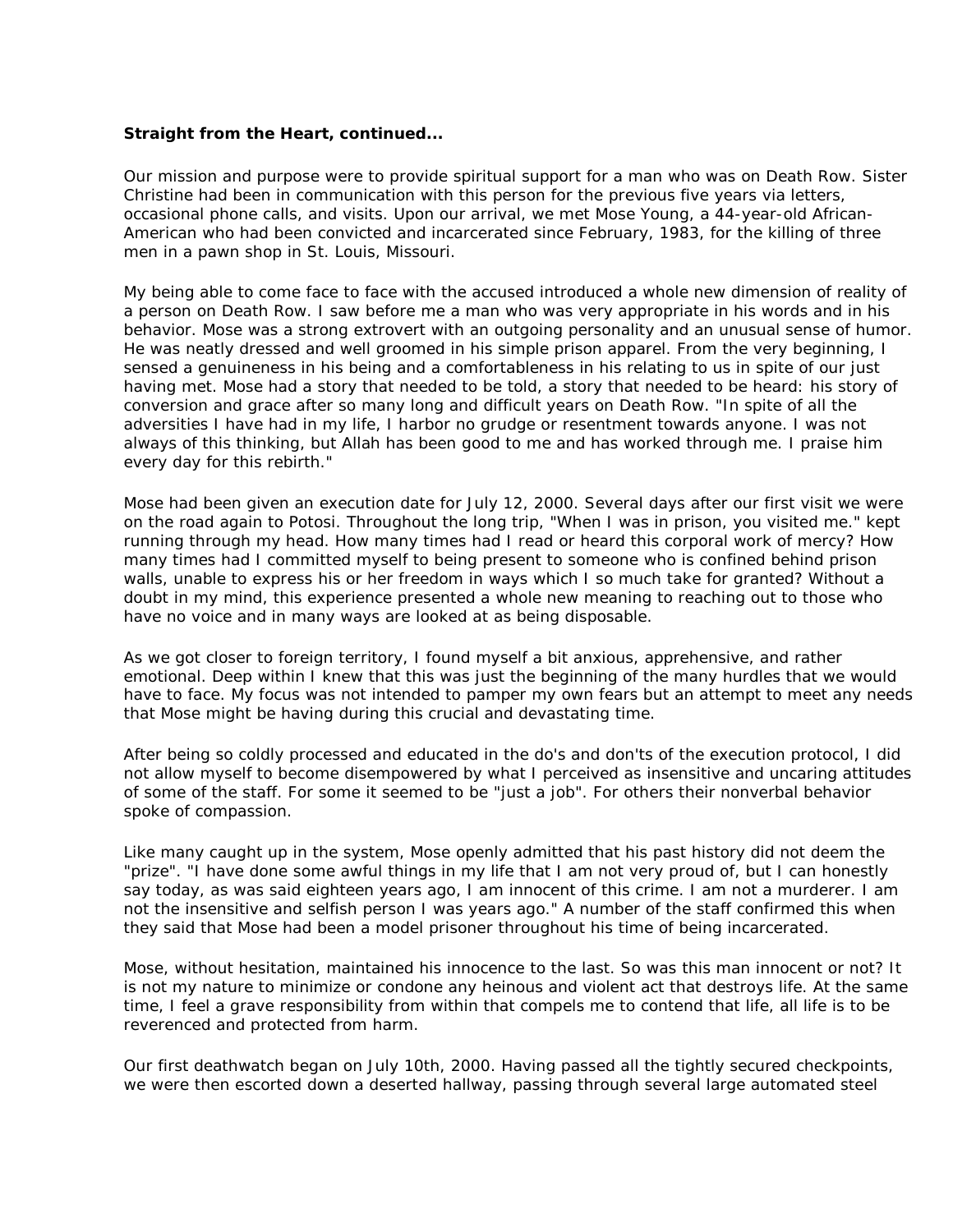**Straight from the Heart, continued...**

Our mission and purpose were to provide spiritual support for a man who was on Death Row. Sister Christine had been in communication with this person for the previous five years via letters, occasional phone calls, and visits. Upon our arrival, we met Mose Young, a 44-year-old African-American who had been convicted and incarcerated since February, 1983, for the killing of three men in a pawn shop in St. Louis, Missouri.

My being able to come face to face with the accused introduced a whole new dimension of reality of a person on Death Row. I saw before me a man who was very appropriate in his words and in his behavior. Mose was a strong extrovert with an outgoing personality and an unusual sense of humor. He was neatly dressed and well groomed in his simple prison apparel. From the very beginning, I sensed a genuineness in his being and a comfortableness in his relating to us in spite of our just having met. Mose had a story that needed to be told, a story that needed to be heard: his story of conversion and grace after so many long and difficult years on Death Row. "In spite of all the adversities I have had in my life, I harbor no grudge or resentment towards anyone. I was not always of this thinking, but Allah has been good to me and has worked through me. I praise him every day for this rebirth."

Mose had been given an execution date for July 12, 2000. Several days after our first visit we were on the road again to Potosi. Throughout the long trip, "When I was in prison, you visited me." kept running through my head. How many times had I read or heard this corporal work of mercy? How many times had I committed myself to being present to someone who is confined behind prison walls, unable to express his or her freedom in ways which I so much take for granted? Without a doubt in my mind, this experience presented a whole new meaning to reaching out to those who have no voice and in many ways are looked at as being disposable.

As we got closer to foreign territory, I found myself a bit anxious, apprehensive, and rather emotional. Deep within I knew that this was just the beginning of the many hurdles that we would have to face. My focus was not intended to pamper my own fears but an attempt to meet any needs that Mose might be having during this crucial and devastating time.

After being so coldly processed and educated in the do's and don'ts of the execution protocol, I did not allow myself to become disempowered by what I perceived as insensitive and uncaring attitudes of some of the staff. For some it seemed to be "just a job". For others their nonverbal behavior spoke of compassion.

Like many caught up in the system, Mose openly admitted that his past history did not deem the "prize". "I have done some awful things in my life that I am not very proud of, but I can honestly say today, as was said eighteen years ago, I am innocent of this crime. I am not a murderer. I am not the insensitive and selfish person I was years ago." A number of the staff confirmed this when they said that Mose had been a model prisoner throughout his time of being incarcerated.

Mose, without hesitation, maintained his innocence to the last. So was this man innocent or not? It is not my nature to minimize or condone any heinous and violent act that destroys life. At the same time, I feel a grave responsibility from within that compels me to contend that life, all life is to be reverenced and protected from harm.

Our first deathwatch began on July 10th, 2000. Having passed all the tightly secured checkpoints, we were then escorted down a deserted hallway, passing through several large automated steel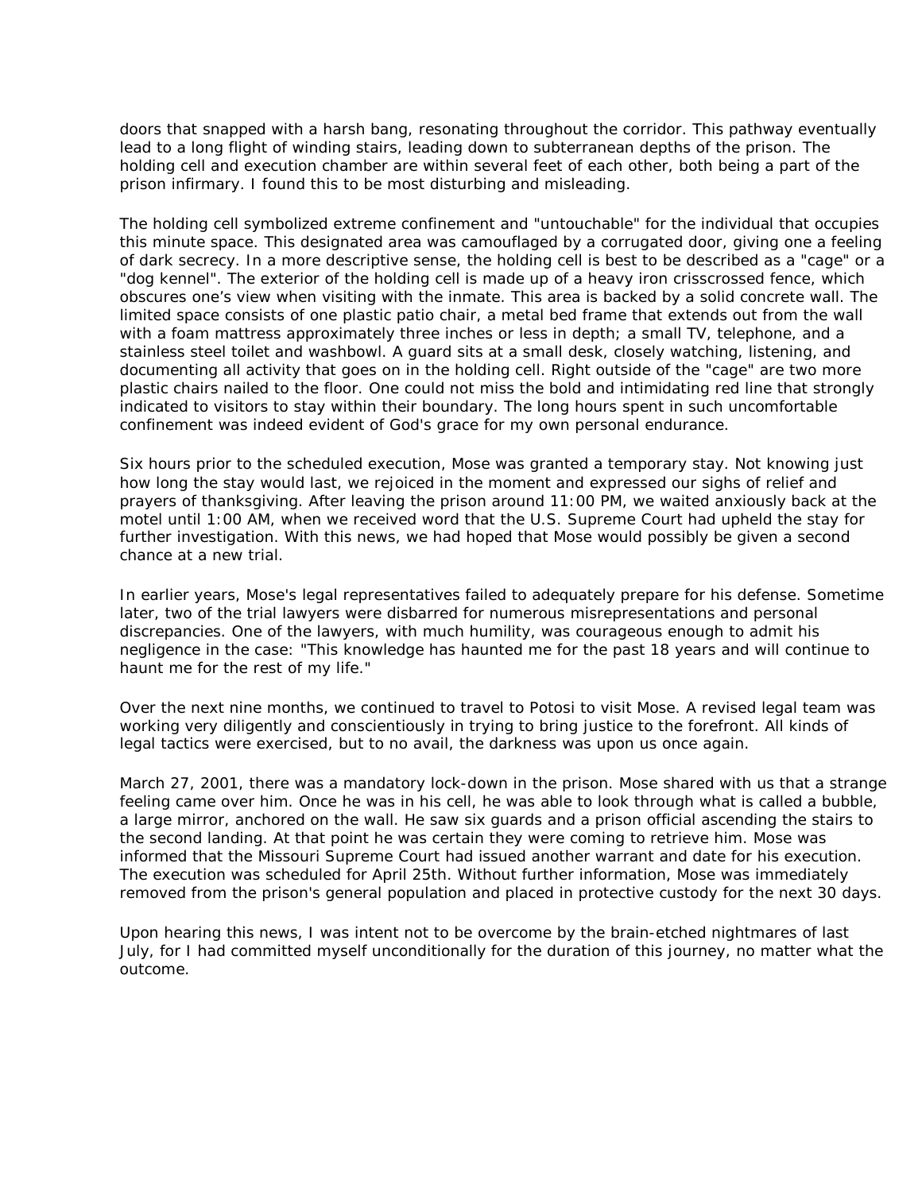doors that snapped with a harsh bang, resonating throughout the corridor. This pathway eventually lead to a long flight of winding stairs, leading down to subterranean depths of the prison. The holding cell and execution chamber are within several feet of each other, both being a part of the prison infirmary. I found this to be most disturbing and misleading.

The holding cell symbolized extreme confinement and "untouchable" for the individual that occupies this minute space. This designated area was camouflaged by a corrugated door, giving one a feeling of dark secrecy. In a more descriptive sense, the holding cell is best to be described as a "cage" or a "dog kennel". The exterior of the holding cell is made up of a heavy iron crisscrossed fence, which obscures one's view when visiting with the inmate. This area is backed by a solid concrete wall. The limited space consists of one plastic patio chair, a metal bed frame that extends out from the wall with a foam mattress approximately three inches or less in depth; a small TV, telephone, and a stainless steel toilet and washbowl. A guard sits at a small desk, closely watching, listening, and documenting all activity that goes on in the holding cell. Right outside of the "cage" are two more plastic chairs nailed to the floor. One could not miss the bold and intimidating red line that strongly indicated to visitors to stay within their boundary. The long hours spent in such uncomfortable confinement was indeed evident of God's grace for my own personal endurance.

Six hours prior to the scheduled execution, Mose was granted a temporary stay. Not knowing just how long the stay would last, we rejoiced in the moment and expressed our sighs of relief and prayers of thanksgiving. After leaving the prison around 11:00 PM, we waited anxiously back at the motel until 1:00 AM, when we received word that the U.S. Supreme Court had upheld the stay for further investigation. With this news, we had hoped that Mose would possibly be given a second chance at a new trial.

In earlier years, Mose's legal representatives failed to adequately prepare for his defense. Sometime later, two of the trial lawyers were disbarred for numerous misrepresentations and personal discrepancies. One of the lawyers, with much humility, was courageous enough to admit his negligence in the case: "This knowledge has haunted me for the past 18 years and will continue to haunt me for the rest of my life."

Over the next nine months, we continued to travel to Potosi to visit Mose. A revised legal team was working very diligently and conscientiously in trying to bring justice to the forefront. All kinds of legal tactics were exercised, but to no avail, the darkness was upon us once again.

March 27, 2001, there was a mandatory lock-down in the prison. Mose shared with us that a strange feeling came over him. Once he was in his cell, he was able to look through what is called a bubble, a large mirror, anchored on the wall. He saw six guards and a prison official ascending the stairs to the second landing. At that point he was certain they were coming to retrieve him. Mose was informed that the Missouri Supreme Court had issued another warrant and date for his execution. The execution was scheduled for April 25th. Without further information, Mose was immediately removed from the prison's general population and placed in protective custody for the next 30 days.

Upon hearing this news, I was intent not to be overcome by the brain-etched nightmares of last July, for I had committed myself unconditionally for the duration of this journey, no matter what the outcome.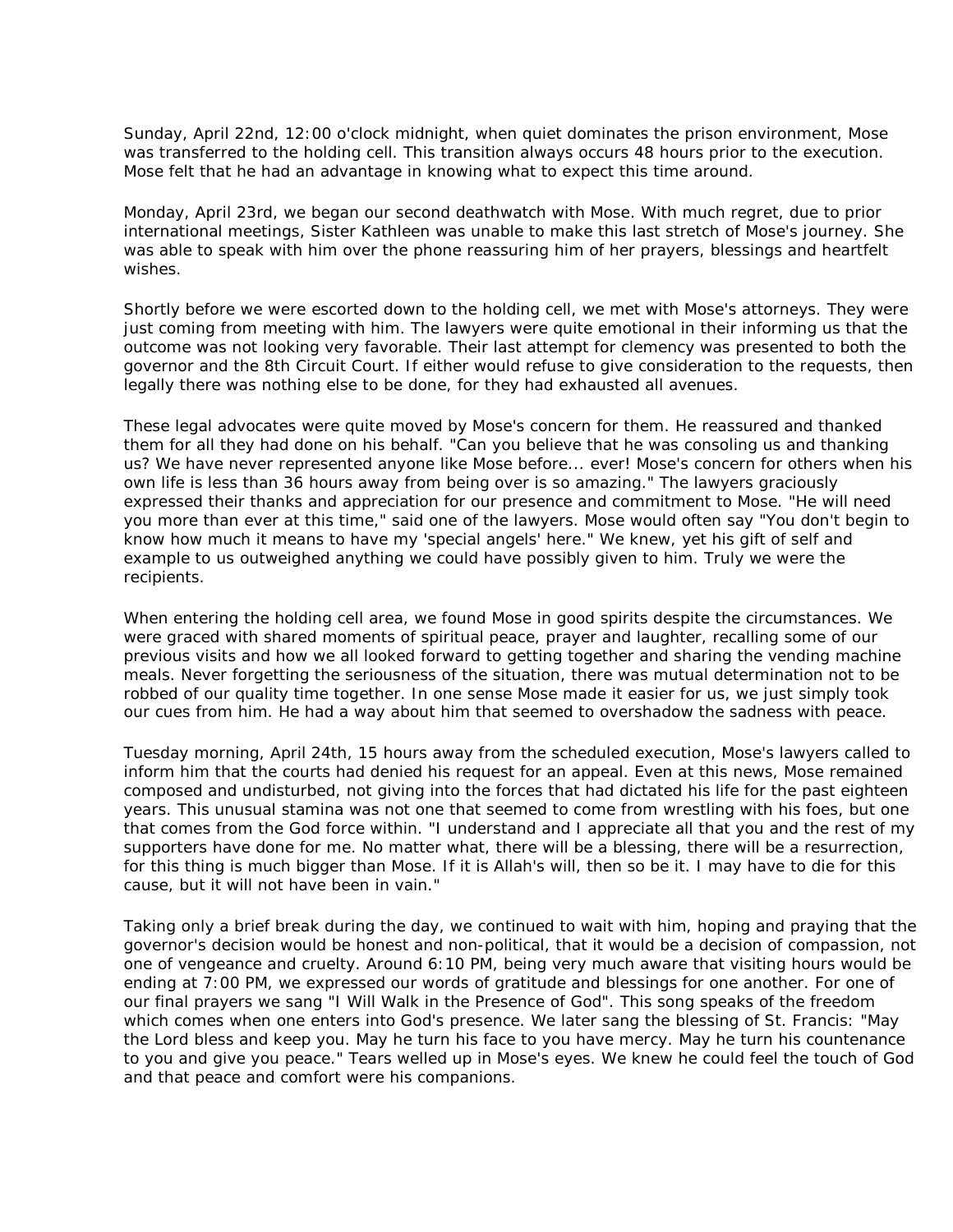Sunday, April 22nd, 12:00 o'clock midnight, when quiet dominates the prison environment, Mose was transferred to the holding cell. This transition always occurs 48 hours prior to the execution. Mose felt that he had an advantage in knowing what to expect this time around.

Monday, April 23rd, we began our second deathwatch with Mose. With much regret, due to prior international meetings, Sister Kathleen was unable to make this last stretch of Mose's journey. She was able to speak with him over the phone reassuring him of her prayers, blessings and heartfelt wishes.

Shortly before we were escorted down to the holding cell, we met with Mose's attorneys. They were just coming from meeting with him. The lawyers were quite emotional in their informing us that the outcome was not looking very favorable. Their last attempt for clemency was presented to both the governor and the 8th Circuit Court. If either would refuse to give consideration to the requests, then legally there was nothing else to be done, for they had exhausted all avenues.

These legal advocates were quite moved by Mose's concern for them. He reassured and thanked them for all they had done on his behalf. "Can you believe that he was consoling us and thanking us? We have never represented anyone like Mose before... ever! Mose's concern for others when his own life is less than 36 hours away from being over is so amazing." The lawyers graciously expressed their thanks and appreciation for our presence and commitment to Mose. "He will need you more than ever at this time," said one of the lawyers. Mose would often say "You don't begin to know how much it means to have my 'special angels' here." We knew, yet his gift of self and example to us outweighed anything we could have possibly given to him. Truly we were the recipients.

When entering the holding cell area, we found Mose in good spirits despite the circumstances. We were graced with shared moments of spiritual peace, prayer and laughter, recalling some of our previous visits and how we all looked forward to getting together and sharing the vending machine meals. Never forgetting the seriousness of the situation, there was mutual determination not to be robbed of our quality time together. In one sense Mose made it easier for us, we just simply took our cues from him. He had a way about him that seemed to overshadow the sadness with peace.

Tuesday morning, April 24th, 15 hours away from the scheduled execution, Mose's lawyers called to inform him that the courts had denied his request for an appeal. Even at this news, Mose remained composed and undisturbed, not giving into the forces that had dictated his life for the past eighteen years. This unusual stamina was not one that seemed to come from wrestling with his foes, but one that comes from the God force within. "I understand and I appreciate all that you and the rest of my supporters have done for me. No matter what, there will be a blessing, there will be a resurrection, for this thing is much bigger than Mose. If it is Allah's will, then so be it. I may have to die for this cause, but it will not have been in vain."

Taking only a brief break during the day, we continued to wait with him, hoping and praying that the governor's decision would be honest and non-political, that it would be a decision of compassion, not one of vengeance and cruelty. Around 6:10 PM, being very much aware that visiting hours would be ending at 7:00 PM, we expressed our words of gratitude and blessings for one another. For one of our final prayers we sang "I Will Walk in the Presence of God". This song speaks of the freedom which comes when one enters into God's presence. We later sang the blessing of St. Francis: "May the Lord bless and keep you. May he turn his face to you have mercy. May he turn his countenance to you and give you peace." Tears welled up in Mose's eyes. We knew he could feel the touch of God and that peace and comfort were his companions.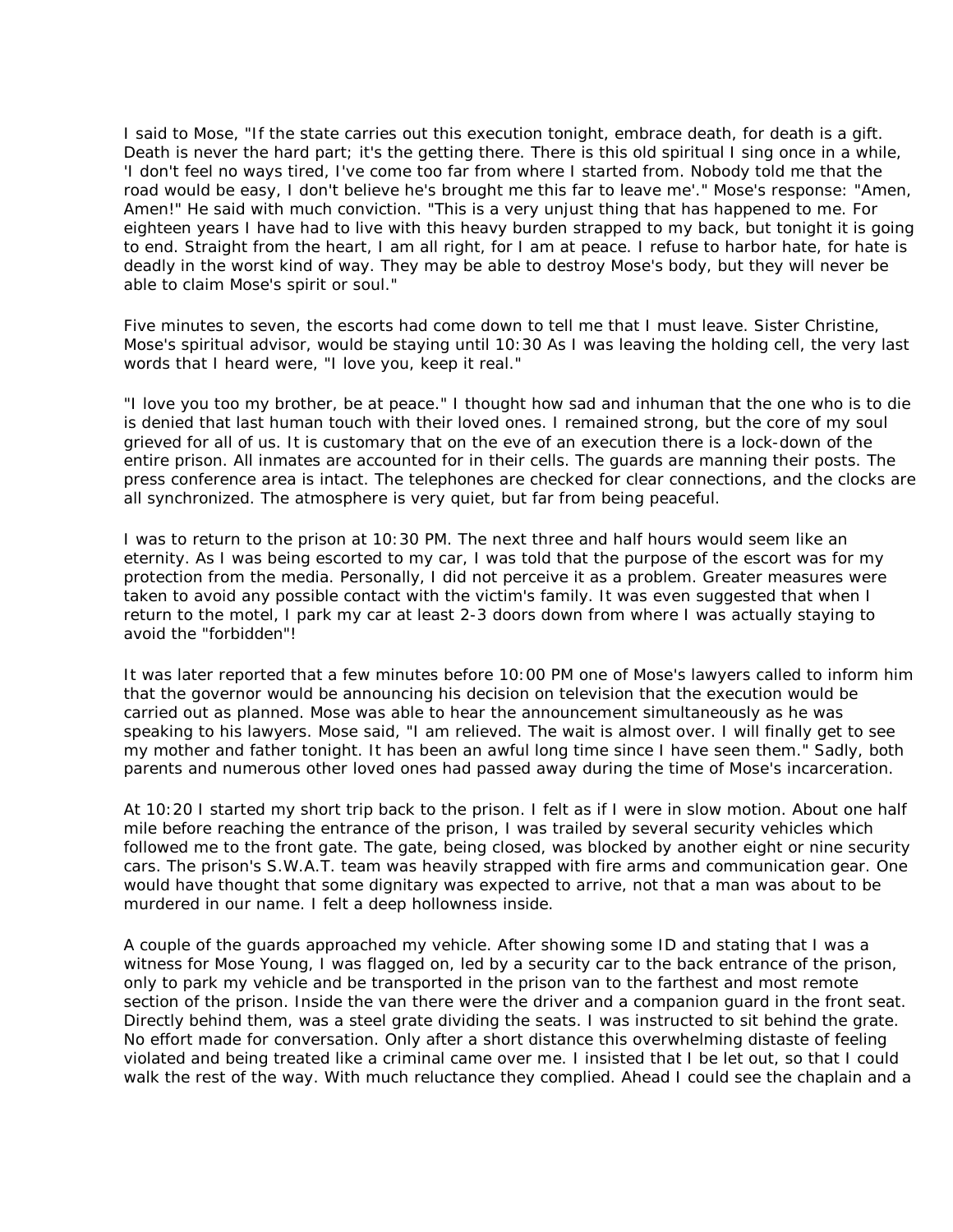I said to Mose, "If the state carries out this execution tonight, embrace death, for death is a gift. Death is never the hard part; it's the getting there. There is this old spiritual I sing once in a while, 'I don't feel no ways tired, I've come too far from where I started from. Nobody told me that the road would be easy, I don't believe he's brought me this far to leave me'." Mose's response: "Amen, Amen!" He said with much conviction. "This is a very unjust thing that has happened to me. For eighteen years I have had to live with this heavy burden strapped to my back, but tonight it is going to end. Straight from the heart, I am all right, for I am at peace. I refuse to harbor hate, for hate is deadly in the worst kind of way. They may be able to destroy Mose's body, but they will never be able to claim Mose's spirit or soul."

Five minutes to seven, the escorts had come down to tell me that I must leave. Sister Christine, Mose's spiritual advisor, would be staying until 10:30 As I was leaving the holding cell, the very last words that I heard were, "I love you, keep it real."

"I love you too my brother, be at peace." I thought how sad and inhuman that the one who is to die is denied that last human touch with their loved ones. I remained strong, but the core of my soul grieved for all of us. It is customary that on the eve of an execution there is a lock-down of the entire prison. All inmates are accounted for in their cells. The guards are manning their posts. The press conference area is intact. The telephones are checked for clear connections, and the clocks are all synchronized. The atmosphere is very quiet, but far from being peaceful.

I was to return to the prison at 10:30 PM. The next three and half hours would seem like an eternity. As I was being escorted to my car, I was told that the purpose of the escort was for my protection from the media. Personally, I did not perceive it as a problem. Greater measures were taken to avoid any possible contact with the victim's family. It was even suggested that when I return to the motel, I park my car at least 2-3 doors down from where I was actually staying to avoid the "forbidden"!

It was later reported that a few minutes before 10:00 PM one of Mose's lawyers called to inform him that the governor would be announcing his decision on television that the execution would be carried out as planned. Mose was able to hear the announcement simultaneously as he was speaking to his lawyers. Mose said, "I am relieved. The wait is almost over. I will finally get to see my mother and father tonight. It has been an awful long time since I have seen them." Sadly, both parents and numerous other loved ones had passed away during the time of Mose's incarceration.

At 10:20 I started my short trip back to the prison. I felt as if I were in slow motion. About one half mile before reaching the entrance of the prison, I was trailed by several security vehicles which followed me to the front gate. The gate, being closed, was blocked by another eight or nine security cars. The prison's S.W.A.T. team was heavily strapped with fire arms and communication gear. One would have thought that some dignitary was expected to arrive, not that a man was about to be murdered in our name. I felt a deep hollowness inside.

A couple of the guards approached my vehicle. After showing some ID and stating that I was a witness for Mose Young, I was flagged on, led by a security car to the back entrance of the prison, only to park my vehicle and be transported in the prison van to the farthest and most remote section of the prison. Inside the van there were the driver and a companion guard in the front seat. Directly behind them, was a steel grate dividing the seats. I was instructed to sit behind the grate. No effort made for conversation. Only after a short distance this overwhelming distaste of feeling violated and being treated like a criminal came over me. I insisted that I be let out, so that I could walk the rest of the way. With much reluctance they complied. Ahead I could see the chaplain and a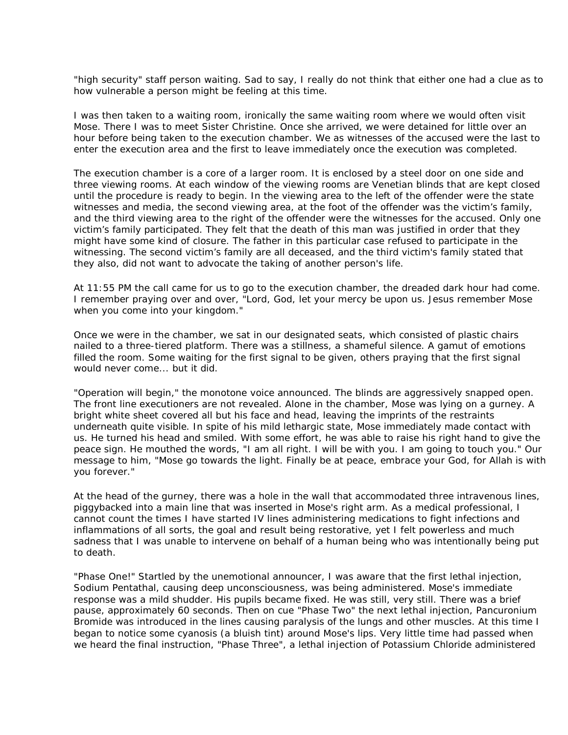"high security" staff person waiting. Sad to say, I really do not think that either one had a clue as to how vulnerable a person might be feeling at this time.

I was then taken to a waiting room, ironically the same waiting room where we would often visit Mose. There I was to meet Sister Christine. Once she arrived, we were detained for little over an hour before being taken to the execution chamber. We as witnesses of the accused were the last to enter the execution area and the first to leave immediately once the execution was completed.

The execution chamber is a core of a larger room. It is enclosed by a steel door on one side and three viewing rooms. At each window of the viewing rooms are Venetian blinds that are kept closed until the procedure is ready to begin. In the viewing area to the left of the offender were the state witnesses and media, the second viewing area, at the foot of the offender was the victim's family, and the third viewing area to the right of the offender were the witnesses for the accused. Only one victim's family participated. They felt that the death of this man was justified in order that they might have some kind of closure. The father in this particular case refused to participate in the witnessing. The second victim's family are all deceased, and the third victim's family stated that they also, did not want to advocate the taking of another person's life.

At 11:55 PM the call came for us to go to the execution chamber, the dreaded dark hour had come. I remember praying over and over, "Lord, God, let your mercy be upon us. Jesus remember Mose when you come into your kingdom."

Once we were in the chamber, we sat in our designated seats, which consisted of plastic chairs nailed to a three-tiered platform. There was a stillness, a shameful silence. A gamut of emotions filled the room. Some waiting for the first signal to be given, others praying that the first signal would never come... but it did.

"Operation will begin," the monotone voice announced. The blinds are aggressively snapped open. The front line executioners are not revealed. Alone in the chamber, Mose was lying on a gurney. A bright white sheet covered all but his face and head, leaving the imprints of the restraints underneath quite visible. In spite of his mild lethargic state, Mose immediately made contact with us. He turned his head and smiled. With some effort, he was able to raise his right hand to give the peace sign. He mouthed the words, "I am all right. I will be with you. I am going to touch you." Our message to him, "Mose go towards the light. Finally be at peace, embrace your God, for Allah is with you forever."

At the head of the gurney, there was a hole in the wall that accommodated three intravenous lines, piggybacked into a main line that was inserted in Mose's right arm. As a medical professional, I cannot count the times I have started IV lines administering medications to fight infections and inflammations of all sorts, the goal and result being restorative, yet I felt powerless and much sadness that I was unable to intervene on behalf of a human being who was intentionally being put to death.

"Phase One!" Startled by the unemotional announcer, I was aware that the first lethal injection, Sodium Pentathal, causing deep unconsciousness, was being administered. Mose's immediate response was a mild shudder. His pupils became fixed. He was still, very still. There was a brief pause, approximately 60 seconds. Then on cue "Phase Two" the next lethal injection, Pancuronium Bromide was introduced in the lines causing paralysis of the lungs and other muscles. At this time I began to notice some cyanosis (a bluish tint) around Mose's lips. Very little time had passed when we heard the final instruction, "Phase Three", a lethal injection of Potassium Chloride administered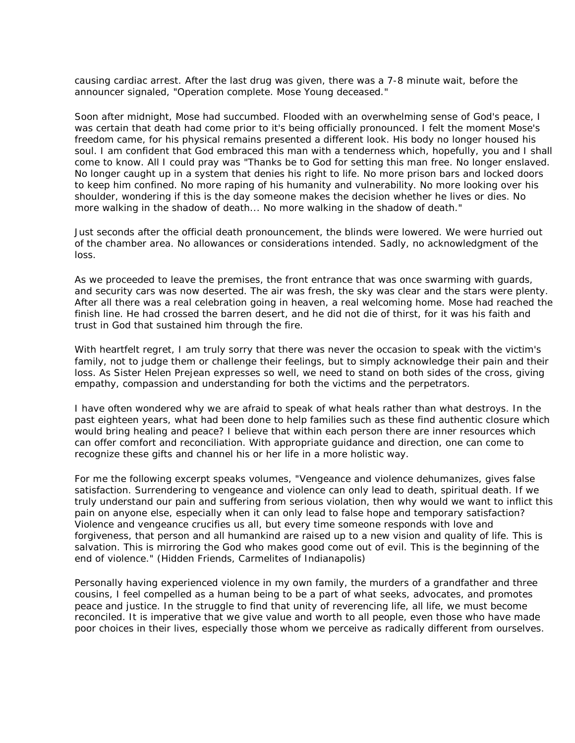causing cardiac arrest. After the last drug was given, there was a 7-8 minute wait, before the announcer signaled, "Operation complete. Mose Young deceased."

Soon after midnight, Mose had succumbed. Flooded with an overwhelming sense of God's peace, I was certain that death had come prior to it's being officially pronounced. I felt the moment Mose's freedom came, for his physical remains presented a different look. His body no longer housed his soul. I am confident that God embraced this man with a tenderness which, hopefully, you and I shall come to know. All I could pray was "Thanks be to God for setting this man free. No longer enslaved. No longer caught up in a system that denies his right to life. No more prison bars and locked doors to keep him confined. No more raping of his humanity and vulnerability. No more looking over his shoulder, wondering if this is the day someone makes the decision whether he lives or dies. No more walking in the shadow of death... No more walking in the shadow of death."

Just seconds after the official death pronouncement, the blinds were lowered. We were hurried out of the chamber area. No allowances or considerations intended. Sadly, no acknowledgment of the loss.

As we proceeded to leave the premises, the front entrance that was once swarming with guards, and security cars was now deserted. The air was fresh, the sky was clear and the stars were plenty. After all there was a real celebration going in heaven, a real welcoming home. Mose had reached the finish line. He had crossed the barren desert, and he did not die of thirst, for it was his faith and trust in God that sustained him through the fire.

With heartfelt regret, I am truly sorry that there was never the occasion to speak with the victim's family, not to judge them or challenge their feelings, but to simply acknowledge their pain and their loss. As Sister Helen Prejean expresses so well, we need to stand on both sides of the cross, giving empathy, compassion and understanding for both the victims and the perpetrators.

I have often wondered why we are afraid to speak of what heals rather than what destroys. In the past eighteen years, what had been done to help families such as these find authentic closure which would bring healing and peace? I believe that within each person there are inner resources which can offer comfort and reconciliation. With appropriate guidance and direction, one can come to recognize these gifts and channel his or her life in a more holistic way.

For me the following excerpt speaks volumes, "Vengeance and violence dehumanizes, gives false satisfaction. Surrendering to vengeance and violence can only lead to death, spiritual death. If we truly understand our pain and suffering from serious violation, then why would we want to inflict this pain on anyone else, especially when it can only lead to false hope and temporary satisfaction? Violence and vengeance crucifies us all, but every time someone responds with love and forgiveness, that person and all humankind are raised up to a new vision and quality of life. This is salvation. This is mirroring the God who makes good come out of evil. This is the beginning of the end of violence." (Hidden Friends, Carmelites of Indianapolis)

Personally having experienced violence in my own family, the murders of a grandfather and three cousins, I feel compelled as a human being to be a part of what seeks, advocates, and promotes peace and justice. In the struggle to find that unity of reverencing life, all life, we must become reconciled. It is imperative that we give value and worth to all people, even those who have made poor choices in their lives, especially those whom we perceive as radically different from ourselves.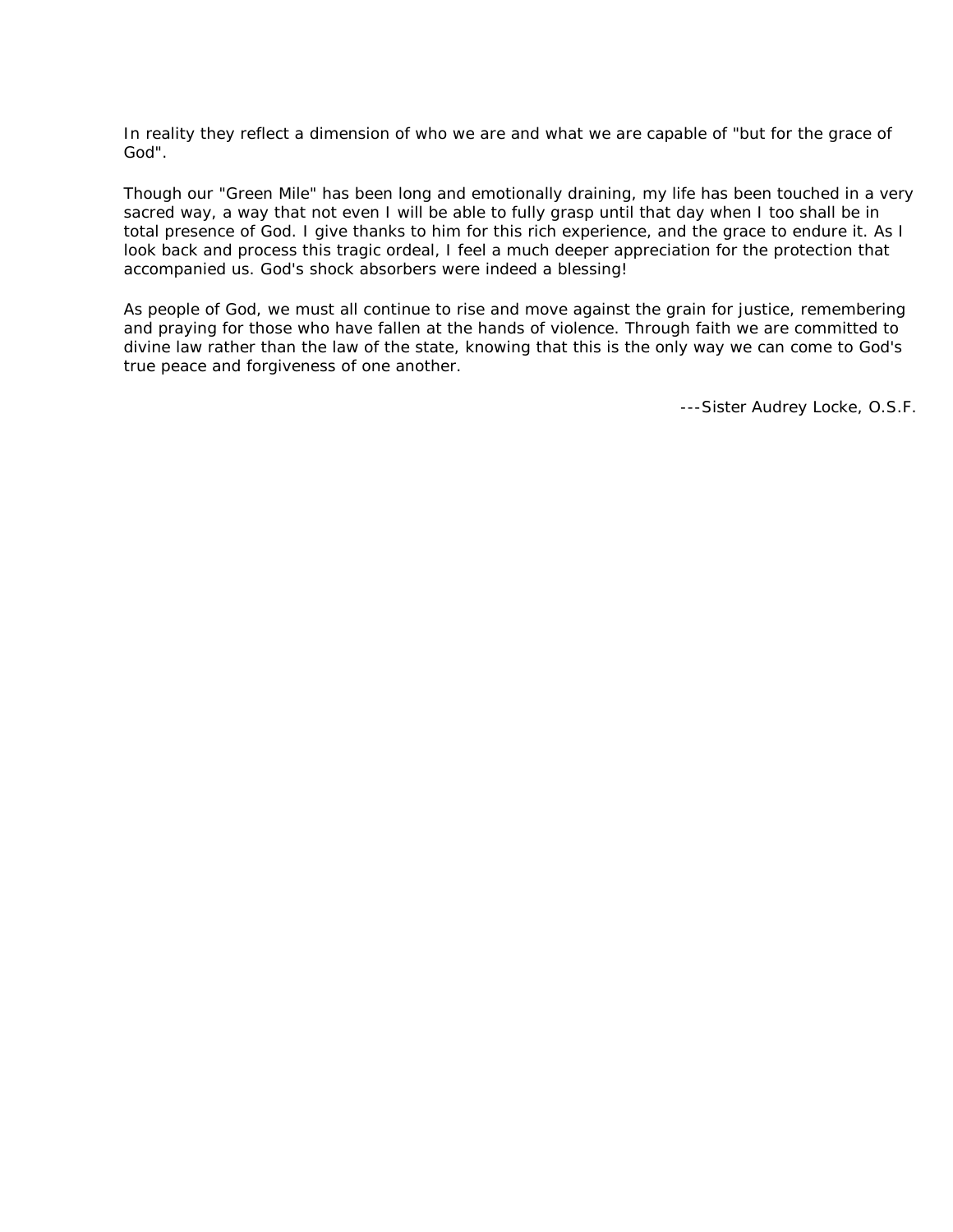In reality they reflect a dimension of who we are and what we are capable of "but for the grace of God".

Though our "Green Mile" has been long and emotionally draining, my life has been touched in a very sacred way, a way that not even I will be able to fully grasp until that day when I too shall be in total presence of God. I give thanks to him for this rich experience, and the grace to endure it. As I look back and process this tragic ordeal, I feel a much deeper appreciation for the protection that accompanied us. God's shock absorbers were indeed a blessing!

As people of God, we must all continue to rise and move against the grain for justice, remembering and praying for those who have fallen at the hands of violence. Through faith we are committed to divine law rather than the law of the state, knowing that this is the only way we can come to God's true peace and forgiveness of one another.

---Sister Audrey Locke, O.S.F.